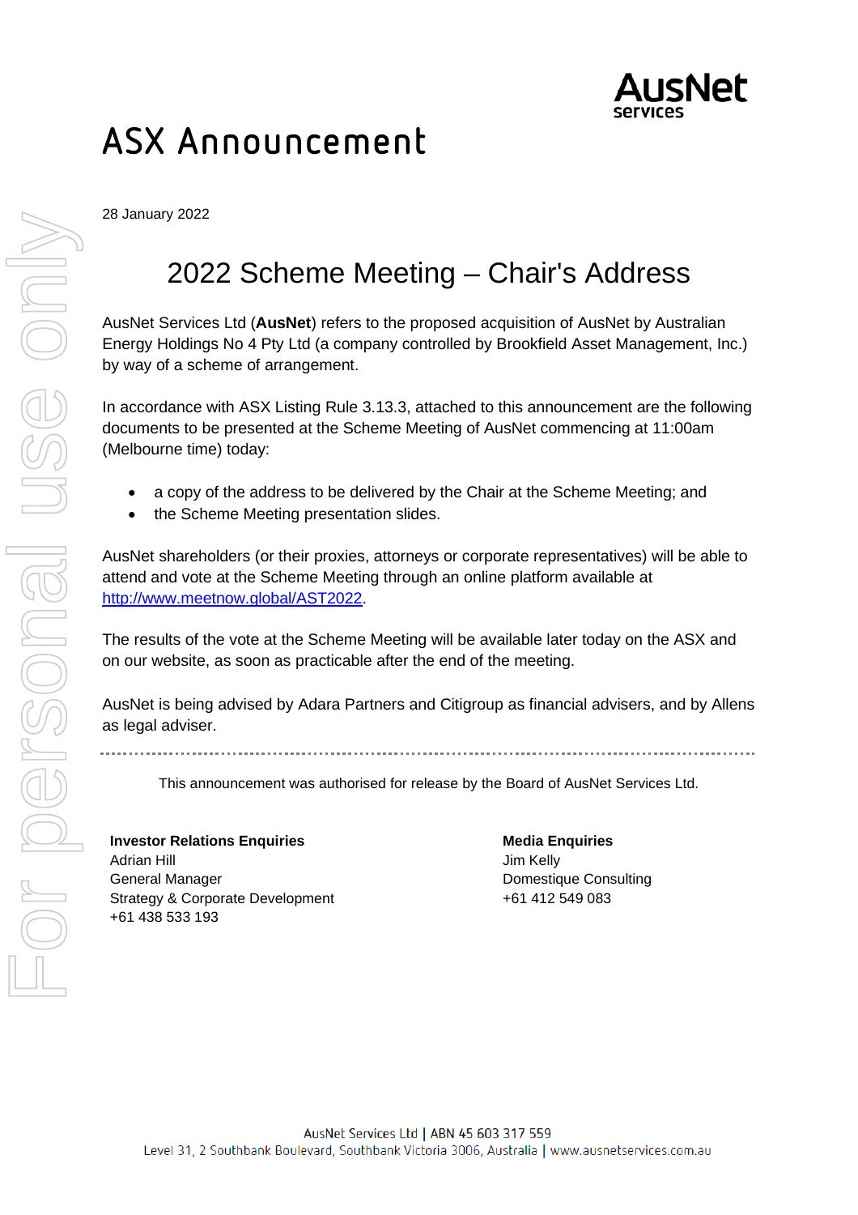# ASX Announcement

28 January 2022

## 2022 Scheme Meeting – Chair's Address

AusNet Services Ltd (**AusNet**) refers to the proposed acquisition of AusNet by Australian Energy Holdings No 4 Pty Ltd (a company controlled by Brookfield Asset Management, Inc.) by way of a scheme of arrangement.

In accordance with ASX Listing Rule 3.13.3, attached to this announcement are the following documents to be presented at the Scheme Meeting of AusNet commencing at 11:00am (Melbourne time) today:

- a copy of the address to be delivered by the Chair at the Scheme Meeting; and
- the Scheme Meeting presentation slides.

AusNet shareholders (or their proxies, attorneys or corporate representatives) will be able to attend and vote at the Scheme Meeting through an online platform available at http://www.meetnow.global/AST2022.

The results of the vote at the Scheme Meeting will be available later today on the ASX and on our website, as soon as practicable after the end of the meeting.

AusNet is being advised by Adara Partners and Citigroup as financial advisers, and by Allens as legal adviser.

---

This announcement was authorised for release by the Board of AusNet Services Ltd.

**Investor Relations Enquiries**
Adrian Hill
General Manager
Strategy & Corporate Development
+61 438 533 193

**Media Enquiries**
Jim Kelly
Domestique Consulting
+61 412 549 083

AusNet Services Ltd | ABN 45 603 317 559
Level 31, 2 Southbank Boulevard, Southbank Victoria 3006, Australia | www.ausnetservices.com.au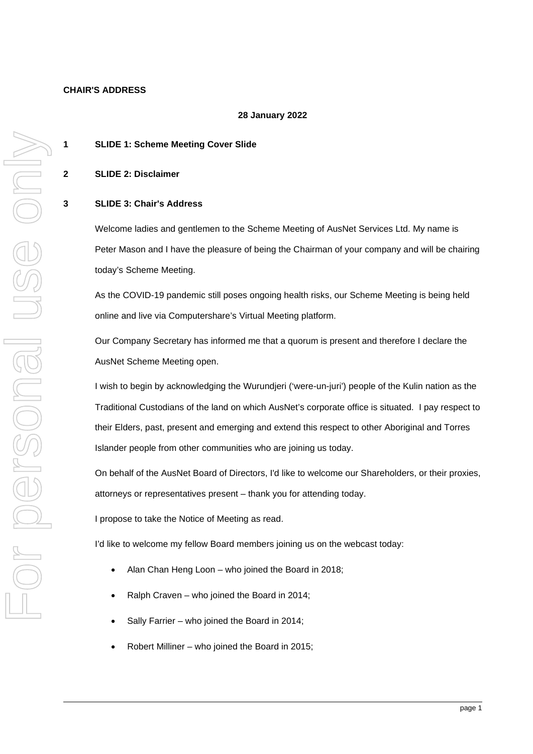**CHAIR'S ADDRESS**

**28 January 2022**

1 **SLIDE 1: Scheme Meeting Cover Slide**

2 **SLIDE 2: Disclaimer**

3 **SLIDE 3: Chair's Address**

Welcome ladies and gentlemen to the Scheme Meeting of AusNet Services Ltd. My name is Peter Mason and I have the pleasure of being the Chairman of your company and will be chairing today's Scheme Meeting.

As the COVID-19 pandemic still poses ongoing health risks, our Scheme Meeting is being held online and live via Computershare's Virtual Meeting platform.

Our Company Secretary has informed me that a quorum is present and therefore I declare the AusNet Scheme Meeting open.

I wish to begin by acknowledging the Wurundjeri ('were-un-juri') people of the Kulin nation as the Traditional Custodians of the land on which AusNet's corporate office is situated. I pay respect to their Elders, past, present and emerging and extend this respect to other Aboriginal and Torres Islander people from other communities who are joining us today.

On behalf of the AusNet Board of Directors, I'd like to welcome our Shareholders, or their proxies, attorneys or representatives present – thank you for attending today.

I propose to take the Notice of Meeting as read.

I'd like to welcome my fellow Board members joining us on the webcast today:

- Alan Chan Heng Loon – who joined the Board in 2018;
- Ralph Craven – who joined the Board in 2014;
- Sally Farrier – who joined the Board in 2014;
- Robert Milliner – who joined the Board in 2015;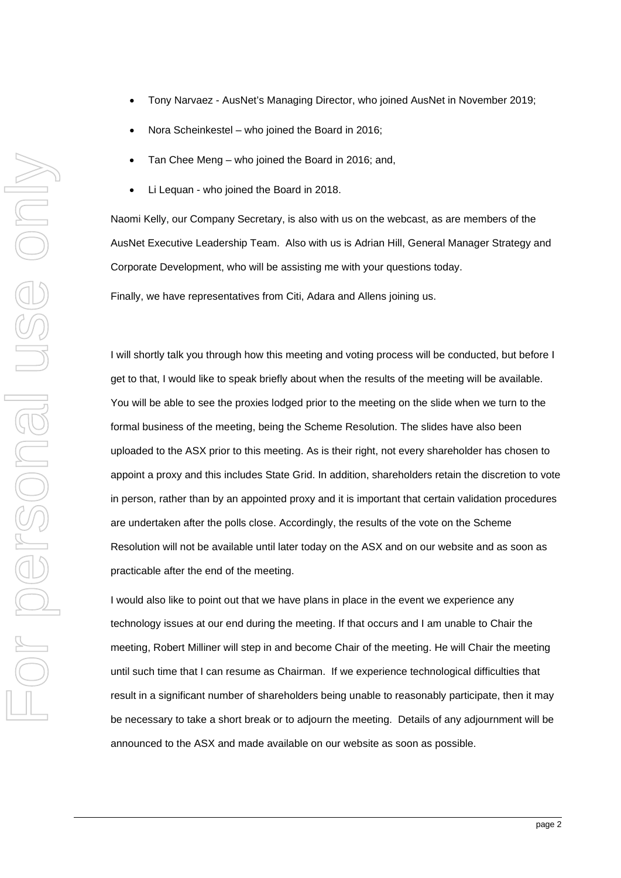- Tony Narvaez - AusNet's Managing Director, who joined AusNet in November 2019;
- Nora Scheinkestel – who joined the Board in 2016;
- Tan Chee Meng – who joined the Board in 2016; and,
- Li Lequan - who joined the Board in 2018.

Naomi Kelly, our Company Secretary, is also with us on the webcast, as are members of the AusNet Executive Leadership Team. Also with us is Adrian Hill, General Manager Strategy and Corporate Development, who will be assisting me with your questions today.

Finally, we have representatives from Citi, Adara and Allens joining us.

I will shortly talk you through how this meeting and voting process will be conducted, but before I get to that, I would like to speak briefly about when the results of the meeting will be available. You will be able to see the proxies lodged prior to the meeting on the slide when we turn to the formal business of the meeting, being the Scheme Resolution. The slides have also been uploaded to the ASX prior to this meeting. As is their right, not every shareholder has chosen to appoint a proxy and this includes State Grid. In addition, shareholders retain the discretion to vote in person, rather than by an appointed proxy and it is important that certain validation procedures are undertaken after the polls close. Accordingly, the results of the vote on the Scheme Resolution will not be available until later today on the ASX and on our website and as soon as practicable after the end of the meeting.

I would also like to point out that we have plans in place in the event we experience any technology issues at our end during the meeting. If that occurs and I am unable to Chair the meeting, Robert Milliner will step in and become Chair of the meeting. He will Chair the meeting until such time that I can resume as Chairman. If we experience technological difficulties that result in a significant number of shareholders being unable to reasonably participate, then it may be necessary to take a short break or to adjourn the meeting. Details of any adjournment will be announced to the ASX and made available on our website as soon as possible.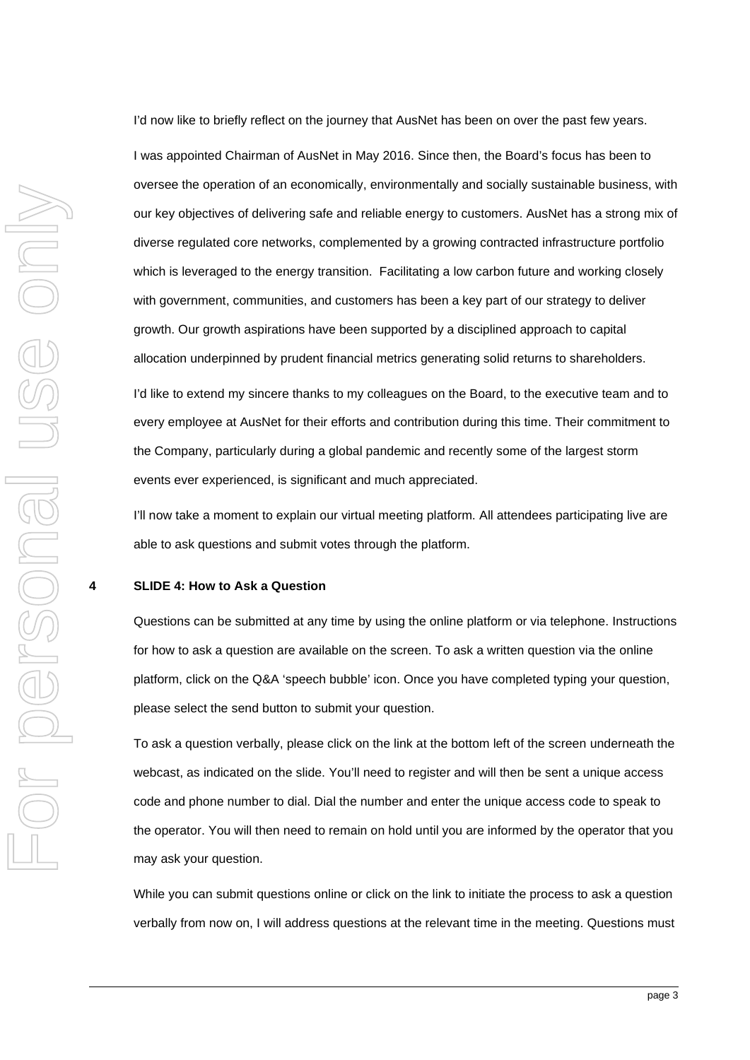I'd now like to briefly reflect on the journey that AusNet has been on over the past few years.

I was appointed Chairman of AusNet in May 2016. Since then, the Board's focus has been to oversee the operation of an economically, environmentally and socially sustainable business, with our key objectives of delivering safe and reliable energy to customers. AusNet has a strong mix of diverse regulated core networks, complemented by a growing contracted infrastructure portfolio which is leveraged to the energy transition. Facilitating a low carbon future and working closely with government, communities, and customers has been a key part of our strategy to deliver growth. Our growth aspirations have been supported by a disciplined approach to capital allocation underpinned by prudent financial metrics generating solid returns to shareholders.

I'd like to extend my sincere thanks to my colleagues on the Board, to the executive team and to every employee at AusNet for their efforts and contribution during this time. Their commitment to the Company, particularly during a global pandemic and recently some of the largest storm events ever experienced, is significant and much appreciated.

I'll now take a moment to explain our virtual meeting platform. All attendees participating live are able to ask questions and submit votes through the platform.

**4 SLIDE 4: How to Ask a Question**

Questions can be submitted at any time by using the online platform or via telephone. Instructions for how to ask a question are available on the screen. To ask a written question via the online platform, click on the Q&A 'speech bubble' icon. Once you have completed typing your question, please select the send button to submit your question.

To ask a question verbally, please click on the link at the bottom left of the screen underneath the webcast, as indicated on the slide. You'll need to register and will then be sent a unique access code and phone number to dial. Dial the number and enter the unique access code to speak to the operator. You will then need to remain on hold until you are informed by the operator that you may ask your question.

While you can submit questions online or click on the link to initiate the process to ask a question verbally from now on, I will address questions at the relevant time in the meeting. Questions must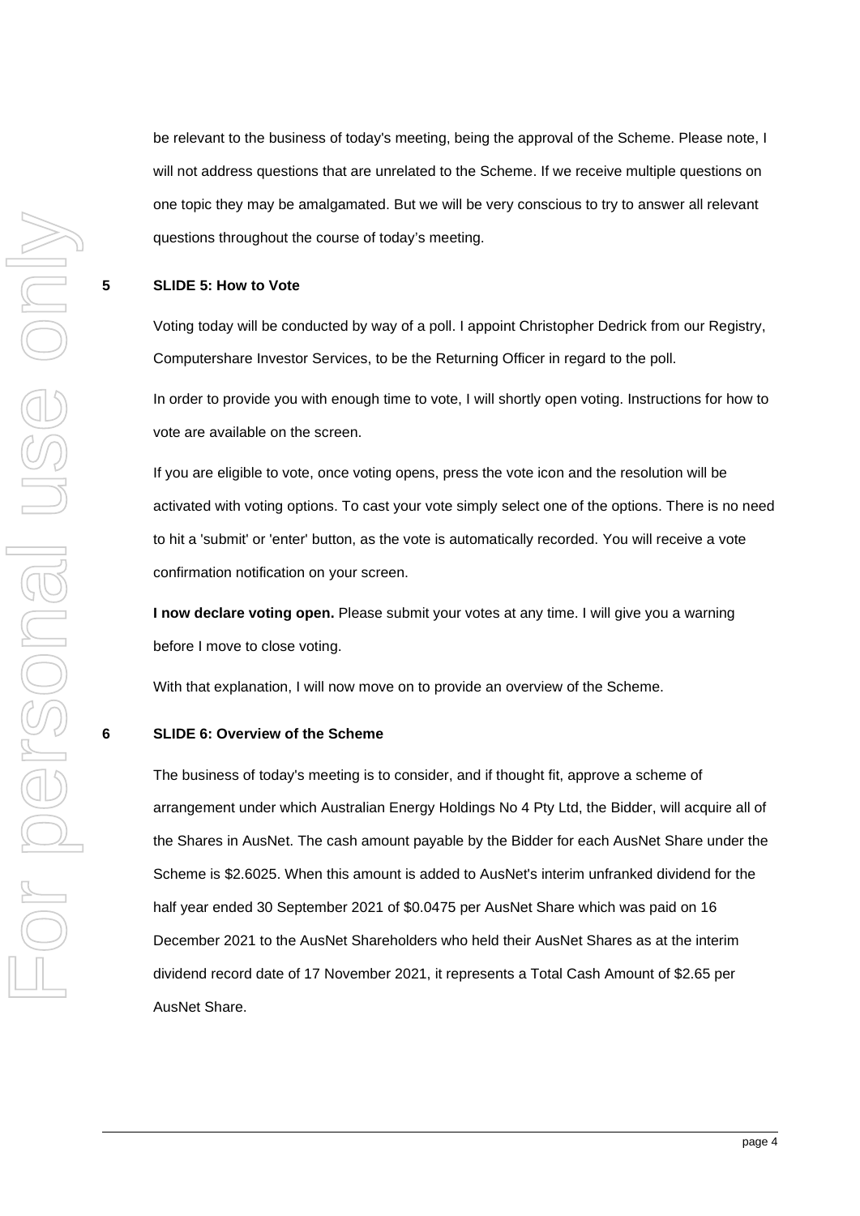be relevant to the business of today's meeting, being the approval of the Scheme. Please note, I will not address questions that are unrelated to the Scheme. If we receive multiple questions on one topic they may be amalgamated. But we will be very conscious to try to answer all relevant questions throughout the course of today's meeting.

## 5 SLIDE 5: How to Vote

Voting today will be conducted by way of a poll. I appoint Christopher Dedrick from our Registry, Computershare Investor Services, to be the Returning Officer in regard to the poll.

In order to provide you with enough time to vote, I will shortly open voting. Instructions for how to vote are available on the screen.

If you are eligible to vote, once voting opens, press the vote icon and the resolution will be activated with voting options. To cast your vote simply select one of the options. There is no need to hit a 'submit' or 'enter' button, as the vote is automatically recorded. You will receive a vote confirmation notification on your screen.

**I now declare voting open.** Please submit your votes at any time. I will give you a warning before I move to close voting.

With that explanation, I will now move on to provide an overview of the Scheme.

## 6 SLIDE 6: Overview of the Scheme

The business of today's meeting is to consider, and if thought fit, approve a scheme of arrangement under which Australian Energy Holdings No 4 Pty Ltd, the Bidder, will acquire all of the Shares in AusNet. The cash amount payable by the Bidder for each AusNet Share under the Scheme is $2.6025. When this amount is added to AusNet's interim unfranked dividend for the half year ended 30 September 2021 of $0.0475 per AusNet Share which was paid on 16 December 2021 to the AusNet Shareholders who held their AusNet Shares as at the interim dividend record date of 17 November 2021, it represents a Total Cash Amount of $2.65 per AusNet Share.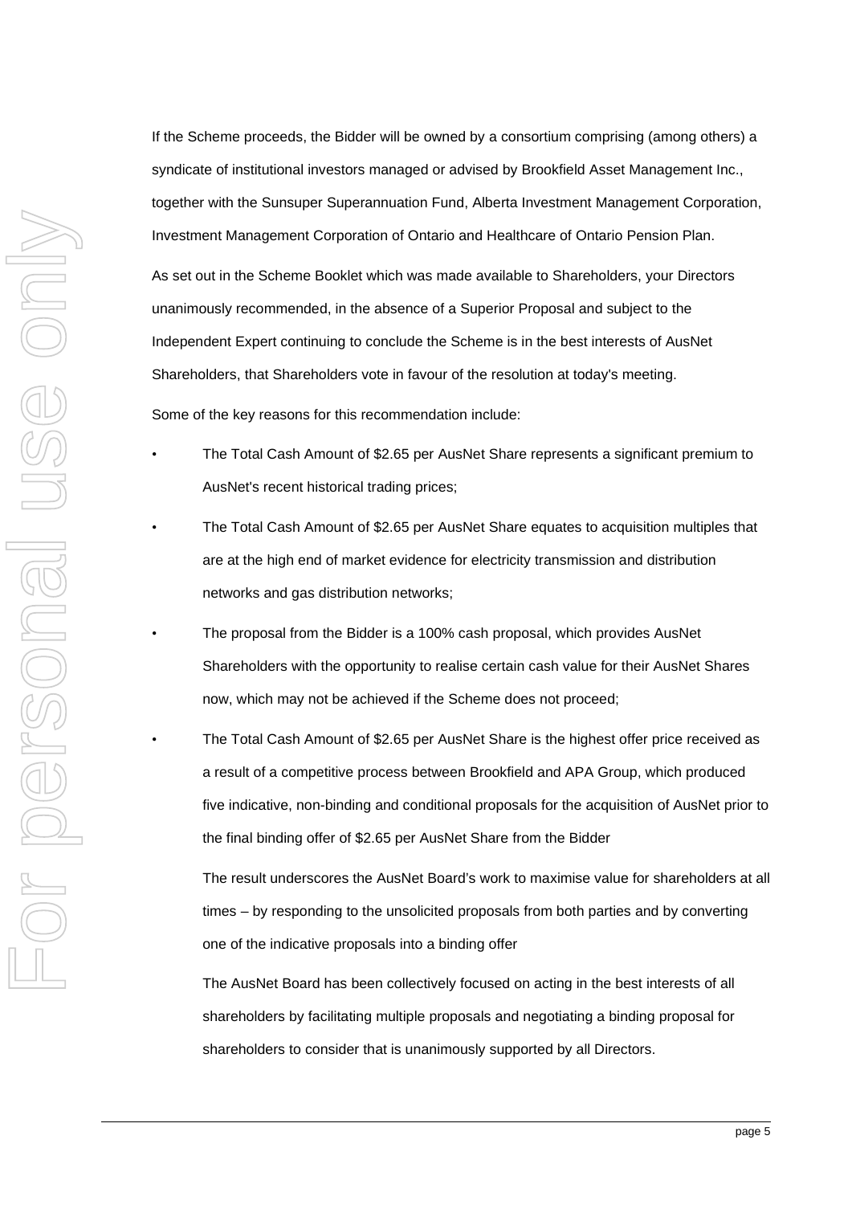If the Scheme proceeds, the Bidder will be owned by a consortium comprising (among others) a syndicate of institutional investors managed or advised by Brookfield Asset Management Inc., together with the Sunsuper Superannuation Fund, Alberta Investment Management Corporation, Investment Management Corporation of Ontario and Healthcare of Ontario Pension Plan.

As set out in the Scheme Booklet which was made available to Shareholders, your Directors unanimously recommended, in the absence of a Superior Proposal and subject to the Independent Expert continuing to conclude the Scheme is in the best interests of AusNet Shareholders, that Shareholders vote in favour of the resolution at today's meeting.

Some of the key reasons for this recommendation include:

- The Total Cash Amount of $2.65 per AusNet Share represents a significant premium to AusNet's recent historical trading prices;
- The Total Cash Amount of $2.65 per AusNet Share equates to acquisition multiples that are at the high end of market evidence for electricity transmission and distribution networks and gas distribution networks;
- The proposal from the Bidder is a 100% cash proposal, which provides AusNet Shareholders with the opportunity to realise certain cash value for their AusNet Shares now, which may not be achieved if the Scheme does not proceed;
- The Total Cash Amount of $2.65 per AusNet Share is the highest offer price received as a result of a competitive process between Brookfield and APA Group, which produced five indicative, non-binding and conditional proposals for the acquisition of AusNet prior to the final binding offer of $2.65 per AusNet Share from the Bidder

  The result underscores the AusNet Board's work to maximise value for shareholders at all times – by responding to the unsolicited proposals from both parties and by converting one of the indicative proposals into a binding offer

  The AusNet Board has been collectively focused on acting in the best interests of all shareholders by facilitating multiple proposals and negotiating a binding proposal for shareholders to consider that is unanimously supported by all Directors.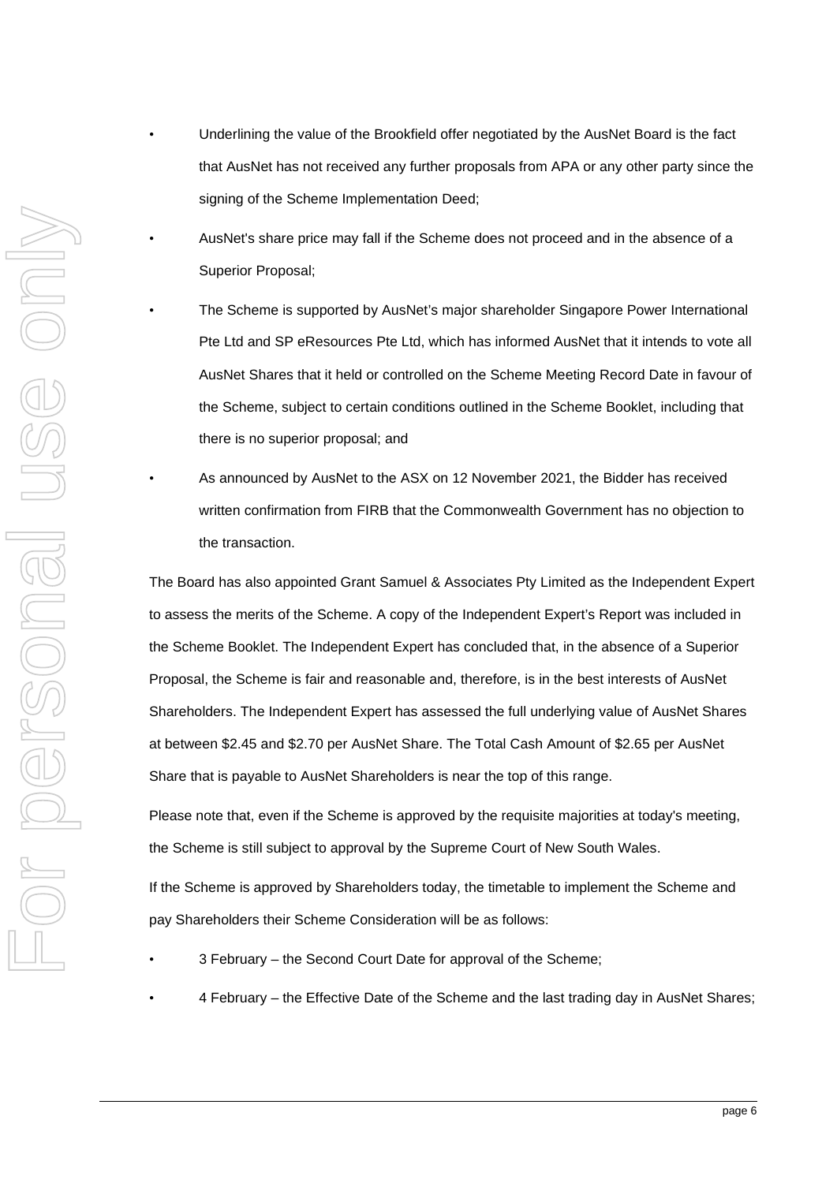- Underlining the value of the Brookfield offer negotiated by the AusNet Board is the fact that AusNet has not received any further proposals from APA or any other party since the signing of the Scheme Implementation Deed;
- AusNet's share price may fall if the Scheme does not proceed and in the absence of a Superior Proposal;
- The Scheme is supported by AusNet's major shareholder Singapore Power International Pte Ltd and SP eResources Pte Ltd, which has informed AusNet that it intends to vote all AusNet Shares that it held or controlled on the Scheme Meeting Record Date in favour of the Scheme, subject to certain conditions outlined in the Scheme Booklet, including that there is no superior proposal; and
- As announced by AusNet to the ASX on 12 November 2021, the Bidder has received written confirmation from FIRB that the Commonwealth Government has no objection to the transaction.

The Board has also appointed Grant Samuel & Associates Pty Limited as the Independent Expert to assess the merits of the Scheme. A copy of the Independent Expert's Report was included in the Scheme Booklet. The Independent Expert has concluded that, in the absence of a Superior Proposal, the Scheme is fair and reasonable and, therefore, is in the best interests of AusNet Shareholders. The Independent Expert has assessed the full underlying value of AusNet Shares at between $2.45 and $2.70 per AusNet Share. The Total Cash Amount of $2.65 per AusNet Share that is payable to AusNet Shareholders is near the top of this range.

Please note that, even if the Scheme is approved by the requisite majorities at today's meeting, the Scheme is still subject to approval by the Supreme Court of New South Wales.

If the Scheme is approved by Shareholders today, the timetable to implement the Scheme and pay Shareholders their Scheme Consideration will be as follows:

- 3 February – the Second Court Date for approval of the Scheme;
- 4 February – the Effective Date of the Scheme and the last trading day in AusNet Shares;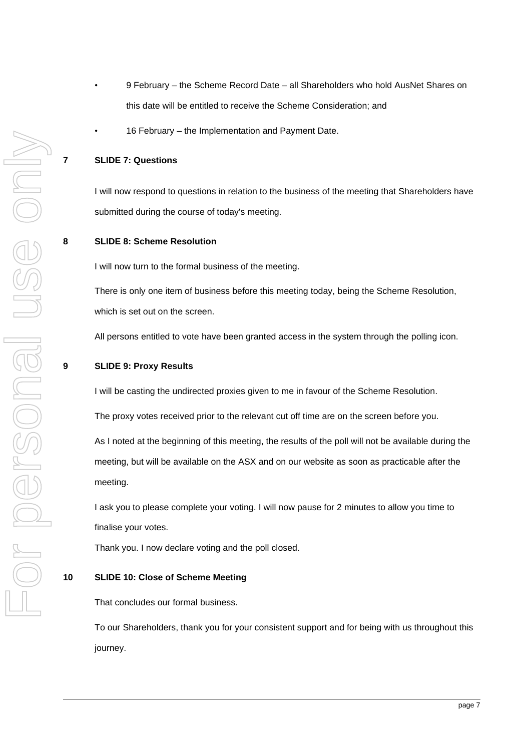- 9 February – the Scheme Record Date – all Shareholders who hold AusNet Shares on this date will be entitled to receive the Scheme Consideration; and
- 16 February – the Implementation and Payment Date.

## 7 SLIDE 7: Questions

I will now respond to questions in relation to the business of the meeting that Shareholders have submitted during the course of today's meeting.

## 8 SLIDE 8: Scheme Resolution

I will now turn to the formal business of the meeting.

There is only one item of business before this meeting today, being the Scheme Resolution, which is set out on the screen.

All persons entitled to vote have been granted access in the system through the polling icon.

## 9 SLIDE 9: Proxy Results

I will be casting the undirected proxies given to me in favour of the Scheme Resolution.

The proxy votes received prior to the relevant cut off time are on the screen before you.

As I noted at the beginning of this meeting, the results of the poll will not be available during the meeting, but will be available on the ASX and on our website as soon as practicable after the meeting.

I ask you to please complete your voting. I will now pause for 2 minutes to allow you time to finalise your votes.

Thank you. I now declare voting and the poll closed.

## 10 SLIDE 10: Close of Scheme Meeting

That concludes our formal business.

To our Shareholders, thank you for your consistent support and for being with us throughout this journey.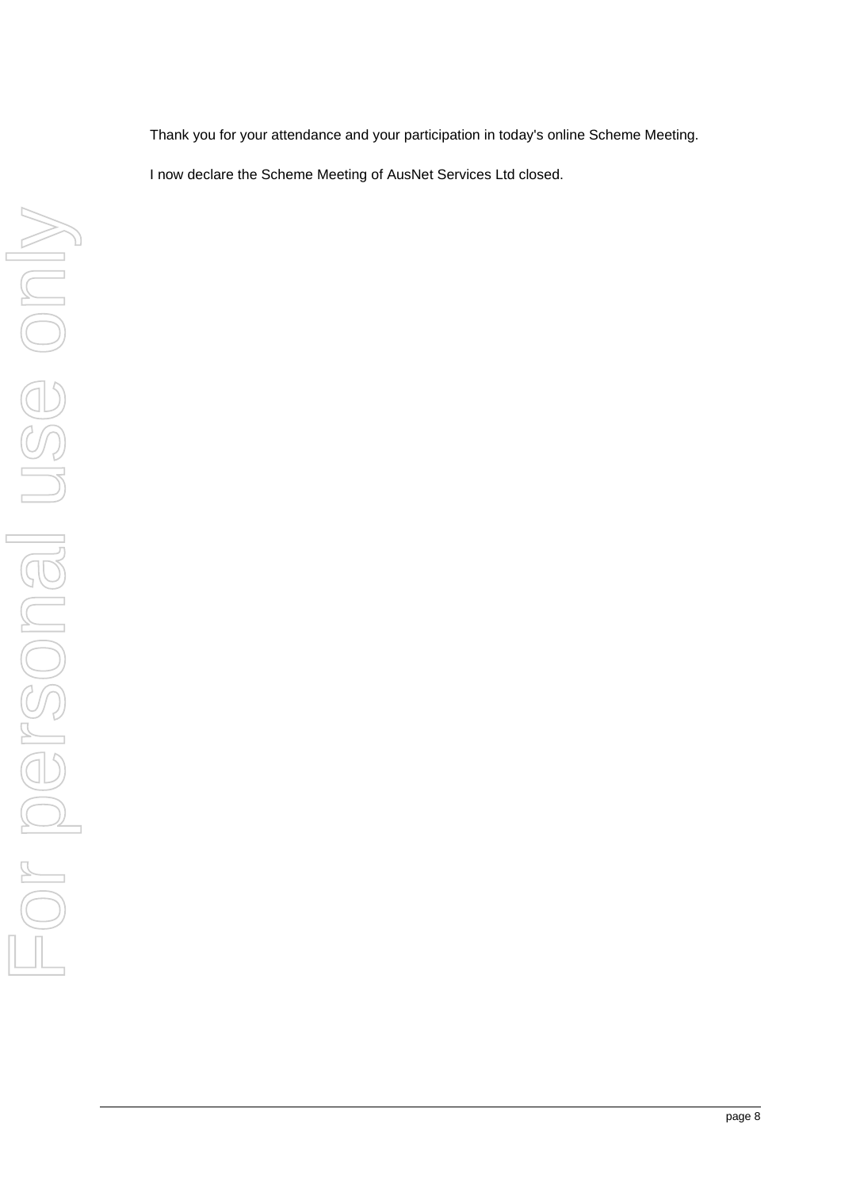Thank you for your attendance and your participation in today's online Scheme Meeting.

I now declare the Scheme Meeting of AusNet Services Ltd closed.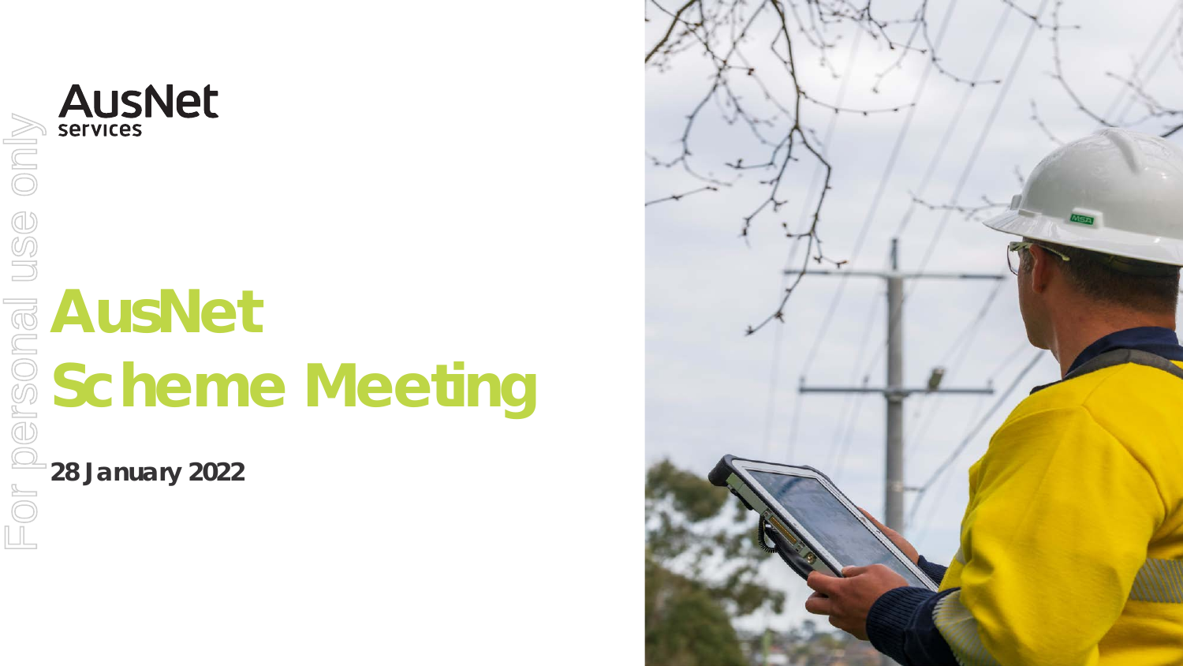AusNet services

# AusNet Scheme Meeting

**28 January 2022**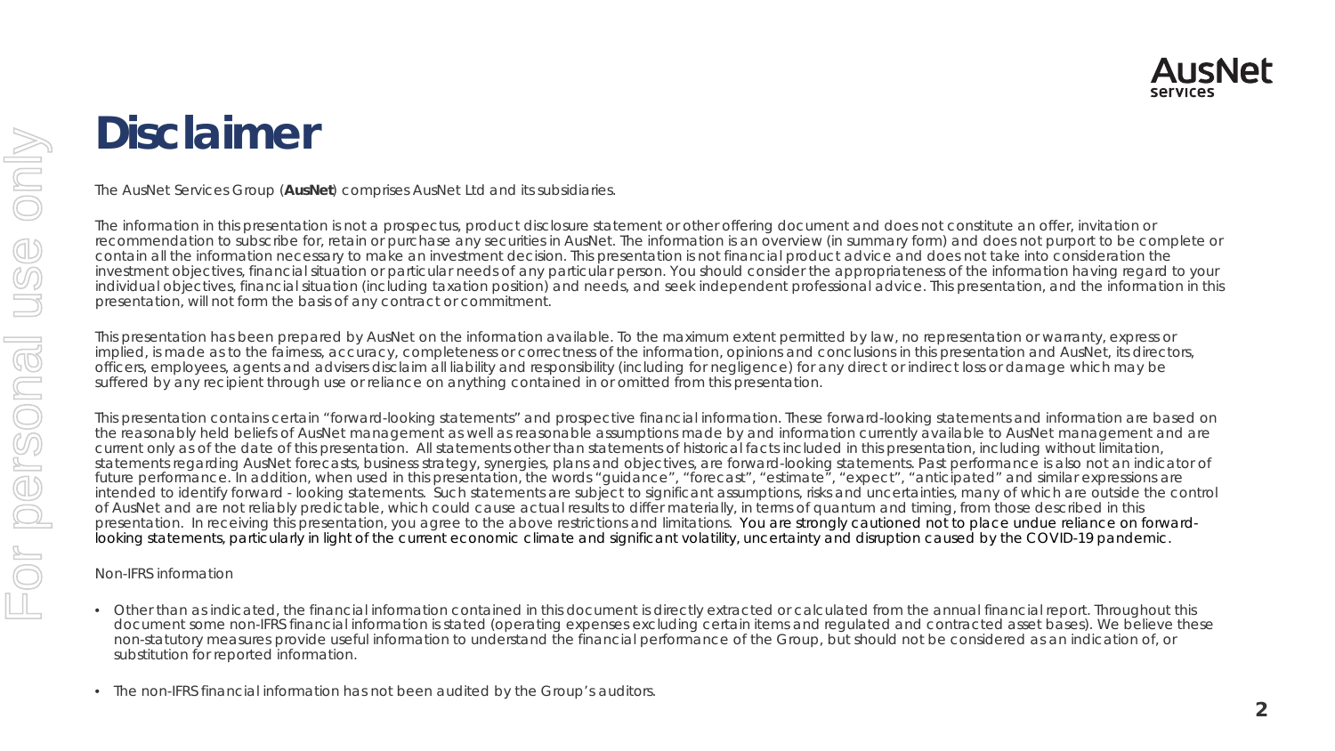# Disclaimer

The AusNet Services Group (**AusNet**) comprises AusNet Ltd and its subsidiaries.

The information in this presentation is not a prospectus, product disclosure statement or other offering document and does not constitute an offer, invitation or recommendation to subscribe for, retain or purchase any securities in AusNet. The information is an overview (in summary form) and does not purport to be complete or contain all the information necessary to make an investment decision. This presentation is not financial product advice and does not take into consideration the investment objectives, financial situation or particular needs of any particular person. You should consider the appropriateness of the information having regard to your individual objectives, financial situation (including taxation position) and needs, and seek independent professional advice. This presentation, and the information in this presentation, will not form the basis of any contract or commitment.

This presentation has been prepared by AusNet on the information available. To the maximum extent permitted by law, no representation or warranty, express or implied, is made as to the fairness, accuracy, completeness or correctness of the information, opinions and conclusions in this presentation and AusNet, its directors, officers, employees, agents and advisers disclaim all liability and responsibility (including for negligence) for any direct or indirect loss or damage which may be suffered by any recipient through use or reliance on anything contained in or omitted from this presentation.

This presentation contains certain "forward-looking statements" and prospective financial information. These forward-looking statements and information are based on the reasonably held beliefs of AusNet management as well as reasonable assumptions made by and information currently available to AusNet management and are current only as of the date of this presentation. All statements other than statements of historical facts included in this presentation, including without limitation, statements regarding AusNet forecasts, business strategy, synergies, plans and objectives, are forward-looking statements. Past performance is also not an indicator of future performance. In addition, when used in this presentation, the words "guidance", "forecast", "estimate", "expect", "anticipated" and similar expressions are intended to identify forward - looking statements. Such statements are subject to significant assumptions, risks and uncertainties, many of which are outside the control of AusNet and are not reliably predictable, which could cause actual results to differ materially, in terms of quantum and timing, from those described in this presentation. In receiving this presentation, you agree to the above restrictions and limitations. You are strongly cautioned not to place undue reliance on forward-looking statements, particularly in light of the current economic climate and significant volatility, uncertainty and disruption caused by the COVID-19 pandemic.

Non-IFRS information

- Other than as indicated, the financial information contained in this document is directly extracted or calculated from the annual financial report. Throughout this document some non-IFRS financial information is stated (operating expenses excluding certain items and regulated and contracted asset bases). We believe these non-statutory measures provide useful information to understand the financial performance of the Group, but should not be considered as an indication of, or substitution for reported information.
- The non-IFRS financial information has not been audited by the Group's auditors.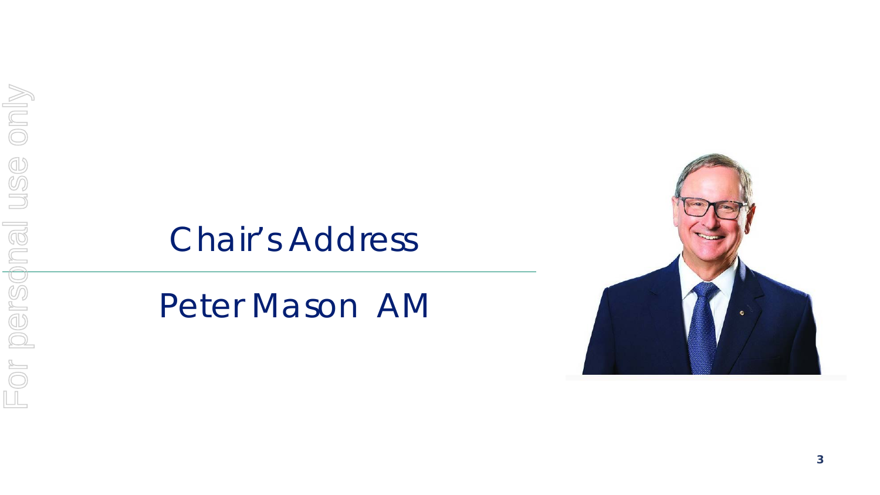# Chair's Address

## Peter Mason AM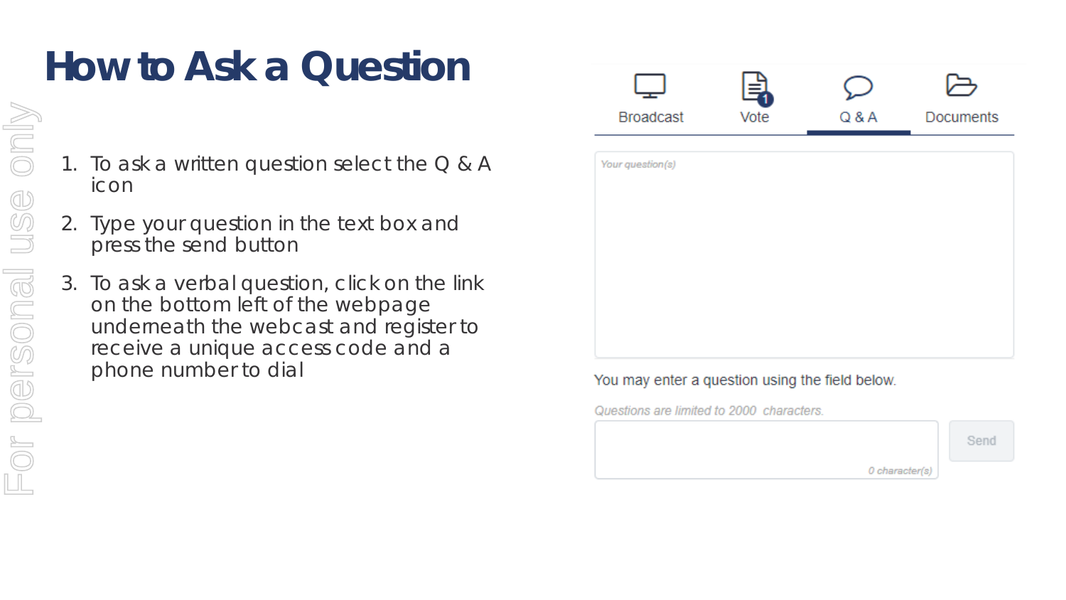# How to Ask a Question

1. To ask a written question select the Q & A icon
2. Type your question in the text box and press the send button
3. To ask a verbal question, click on the link on the bottom left of the webpage underneath the webcast and register to receive a unique access code and a phone number to dial

Broadcast | Vote | Q & A | Documents

Your question(s)

You may enter a question using the field below.

Questions are limited to 2000 characters.

0 character(s)

Send

For personal use only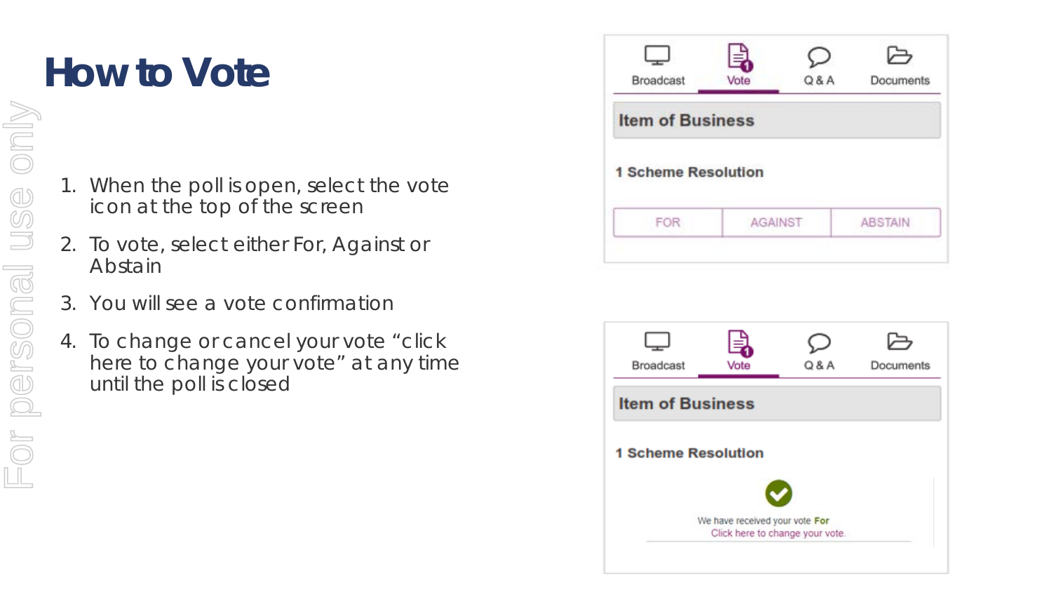# How to Vote

1. When the poll is open, select the vote icon at the top of the screen
2. To vote, select either For, Against or Abstain
3. You will see a vote confirmation
4. To change or cancel your vote "click here to change your vote" at any time until the poll is closed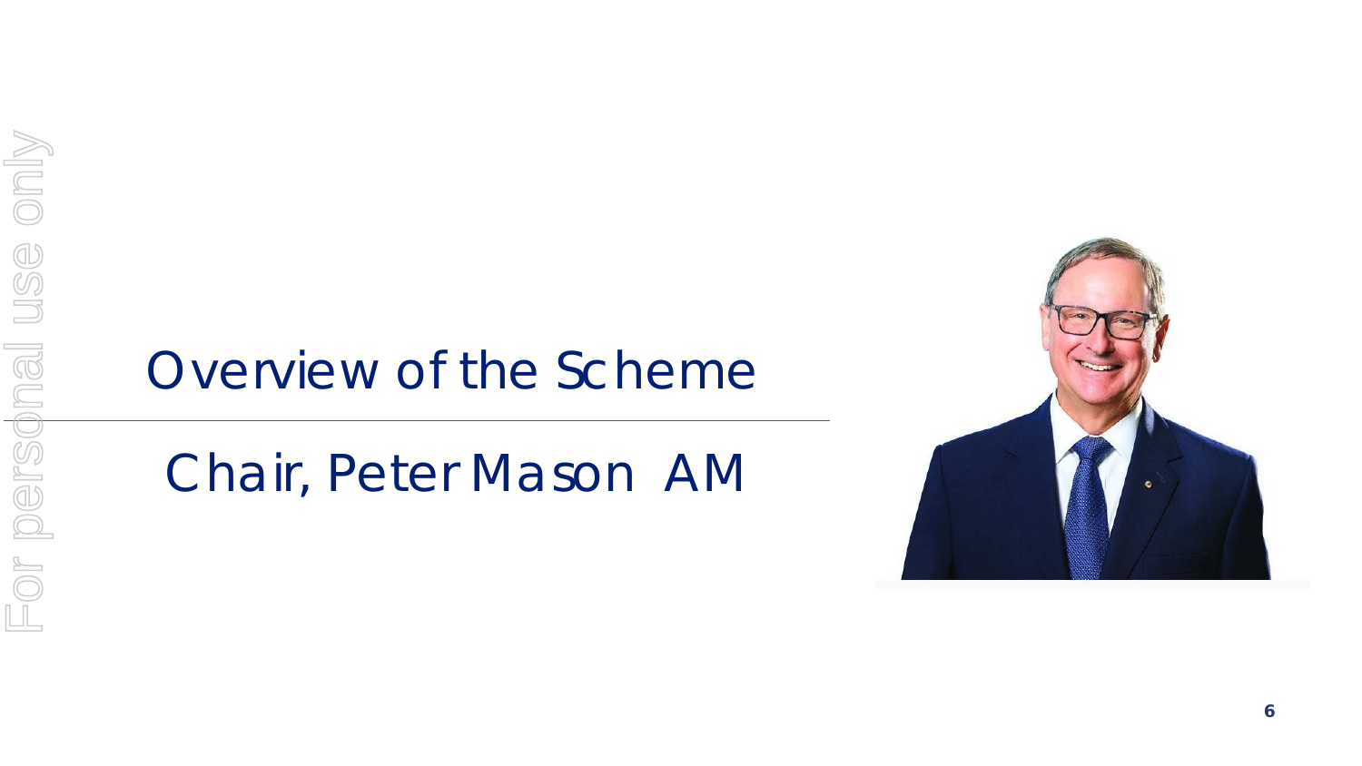# Overview of the Scheme

## Chair, Peter Mason AM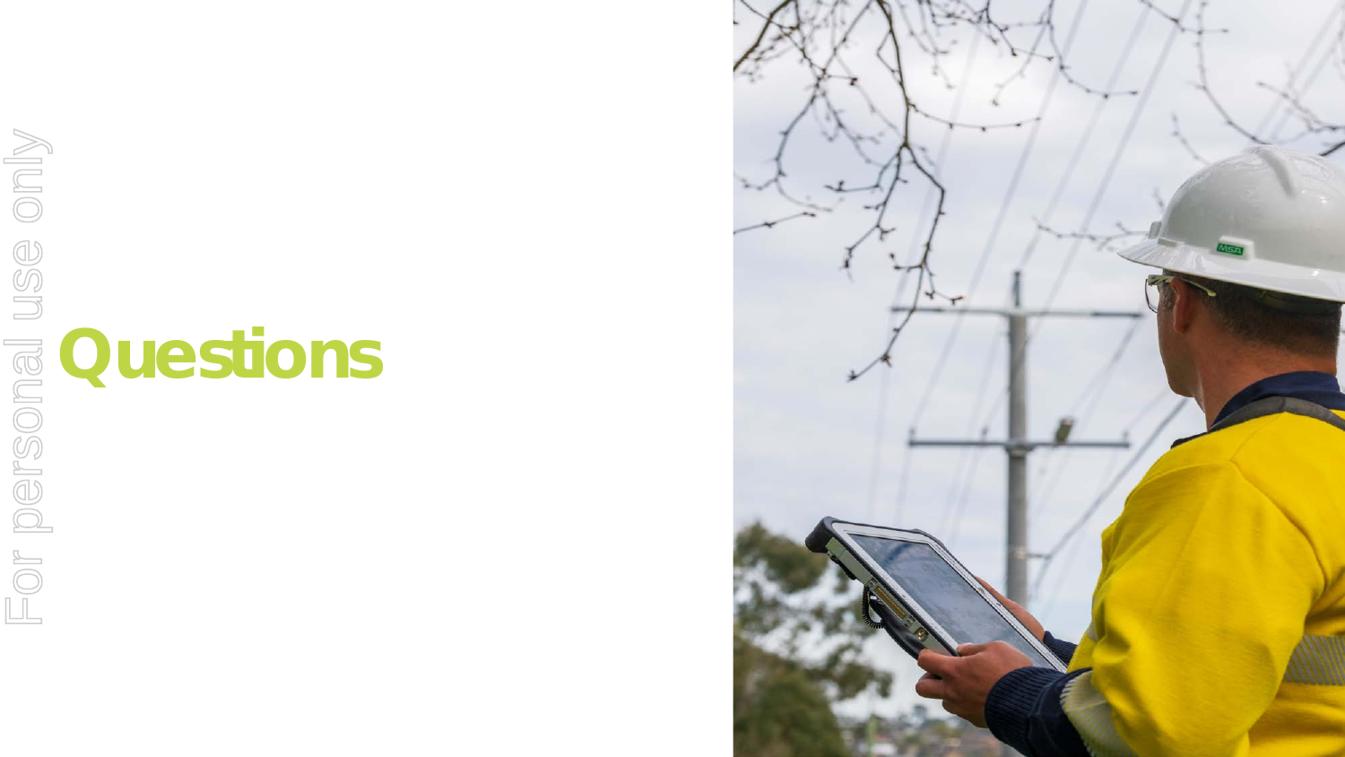# Questions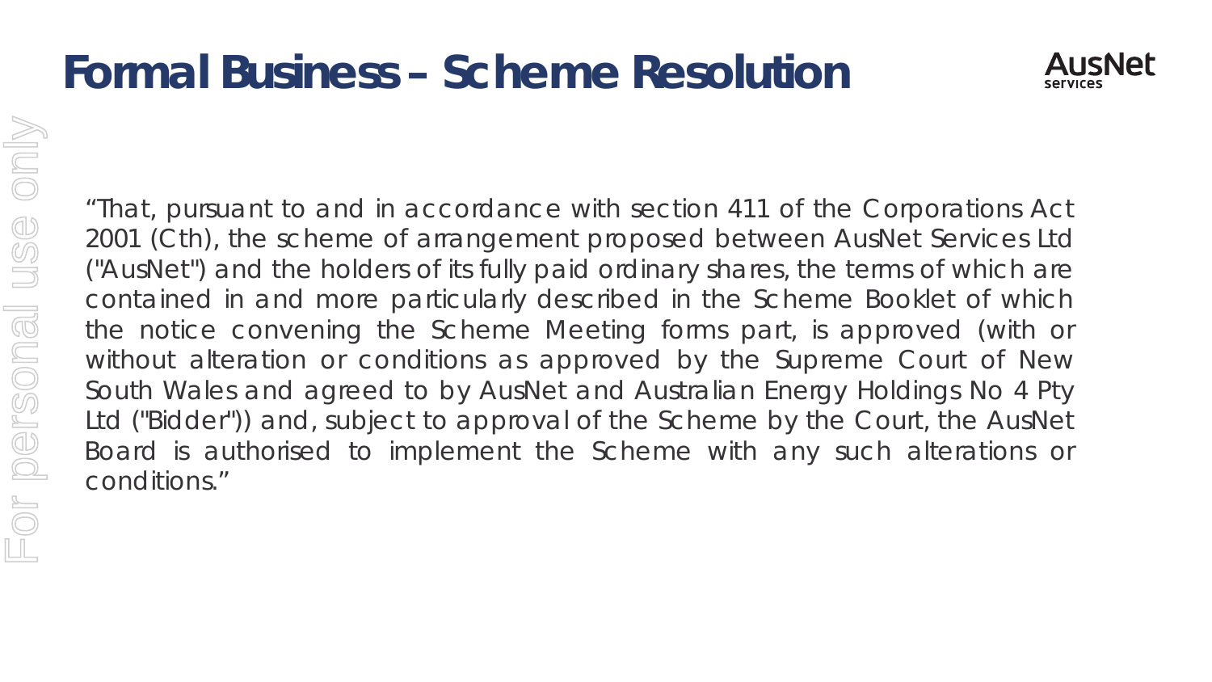# Formal Business – Scheme Resolution

"That, pursuant to and in accordance with section 411 of the Corporations Act 2001 (Cth), the scheme of arrangement proposed between AusNet Services Ltd ("AusNet") and the holders of its fully paid ordinary shares, the terms of which are contained in and more particularly described in the Scheme Booklet of which the notice convening the Scheme Meeting forms part, is approved (with or without alteration or conditions as approved by the Supreme Court of New South Wales and agreed to by AusNet and Australian Energy Holdings No 4 Pty Ltd ("Bidder")) and, subject to approval of the Scheme by the Court, the AusNet Board is authorised to implement the Scheme with any such alterations or conditions."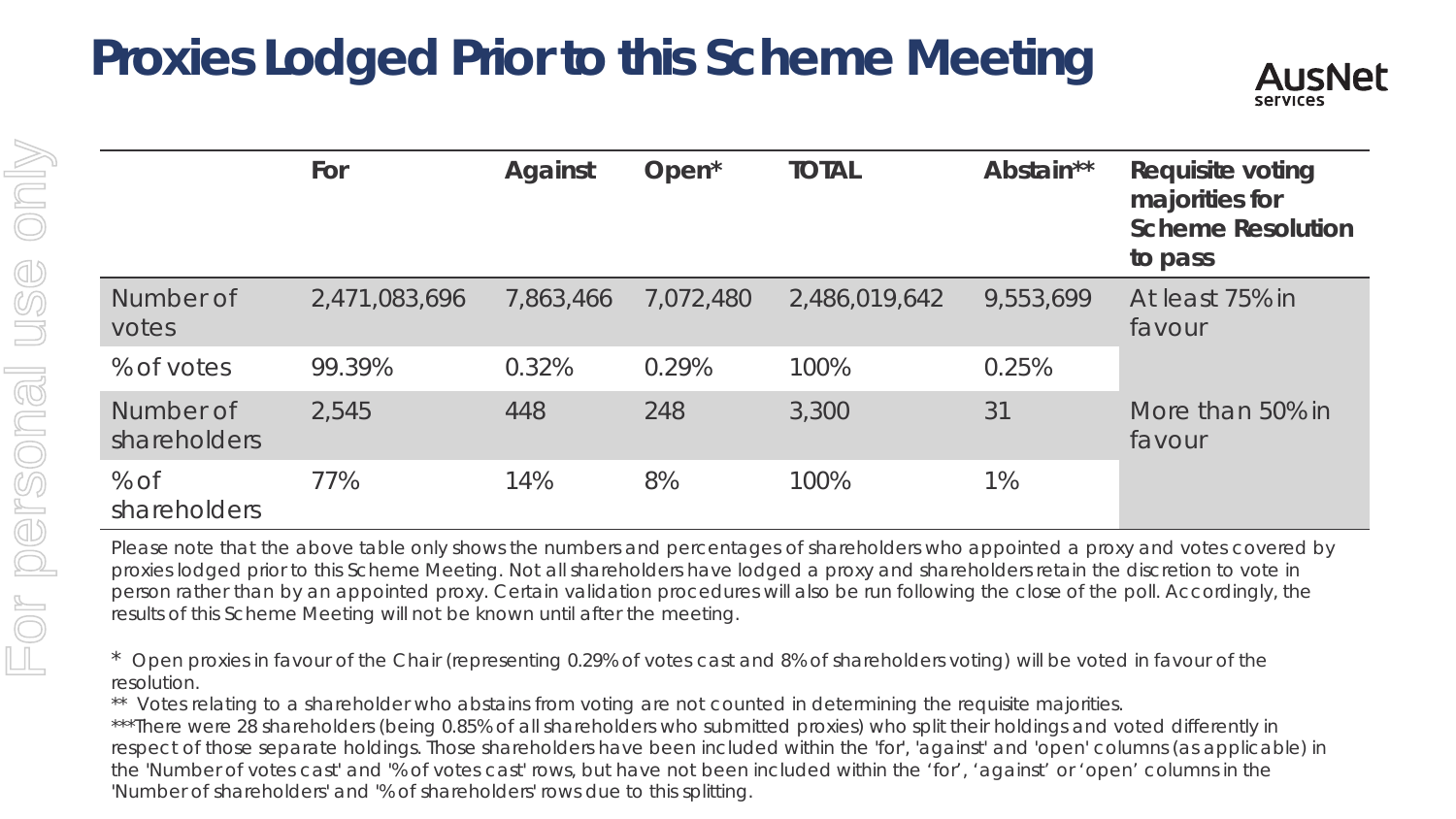# Proxies Lodged Prior to this Scheme Meeting

| | For | Against | Open* | TOTAL | Abstain** | Requisite voting majorities for Scheme Resolution to pass |
|---|---|---|---|---|---|---|
| Number of votes | 2,471,083,696 | 7,863,466 | 7,072,480 | 2,486,019,642 | 9,553,699 | At least 75% in favour |
| % of votes | 99.39% | 0.32% | 0.29% | 100% | 0.25% | |
| Number of shareholders | 2,545 | 448 | 248 | 3,300 | 31 | More than 50% in favour |
| % of shareholders | 77% | 14% | 8% | 100% | 1% | |

Please note that the above table only shows the numbers and percentages of shareholders who appointed a proxy and votes covered by proxies lodged prior to this Scheme Meeting. Not all shareholders have lodged a proxy and shareholders retain the discretion to vote in person rather than by an appointed proxy. Certain validation procedures will also be run following the close of the poll. Accordingly, the results of this Scheme Meeting will not be known until after the meeting.

\* Open proxies in favour of the Chair (representing 0.29% of votes cast and 8% of shareholders voting) will be voted in favour of the resolution.

** Votes relating to a shareholder who abstains from voting are not counted in determining the requisite majorities.

***There were 28 shareholders (being 0.85% of all shareholders who submitted proxies) who split their holdings and voted differently in respect of those separate holdings. Those shareholders have been included within the 'for', 'against' and 'open' columns (as applicable) in the 'Number of votes cast' and '% of votes cast' rows, but have not been included within the 'for', 'against' or 'open' columns in the 'Number of shareholders' and '% of shareholders' rows due to this splitting.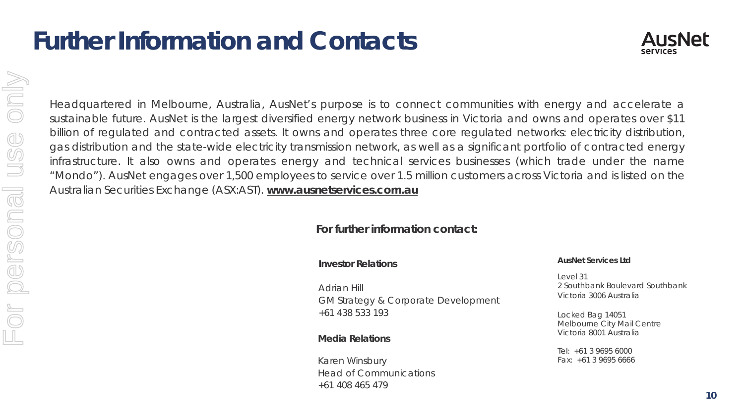# Further Information and Contacts

Headquartered in Melbourne, Australia, AusNet's purpose is to connect communities with energy and accelerate a sustainable future. AusNet is the largest diversified energy network business in Victoria and owns and operates over $11 billion of regulated and contracted assets. It owns and operates three core regulated networks: electricity distribution, gas distribution and the state-wide electricity transmission network, as well as a significant portfolio of contracted energy infrastructure. It also owns and operates energy and technical services businesses (which trade under the name "Mondo"). AusNet engages over 1,500 employees to service over 1.5 million customers across Victoria and is listed on the Australian Securities Exchange (ASX:AST). **www.ausnetservices.com.au**

**For further information contact:**

**Investor Relations**

Adrian Hill
GM Strategy & Corporate Development
+61 438 533 193

**Media Relations**

Karen Winsbury
Head of Communications
+61 408 465 479

**AusNet Services Ltd**

Level 31
2 Southbank Boulevard Southbank
Victoria 3006 Australia

Locked Bag 14051
Melbourne City Mail Centre
Victoria 8001 Australia

Tel: +61 3 9695 6000
Fax: +61 3 9695 6666